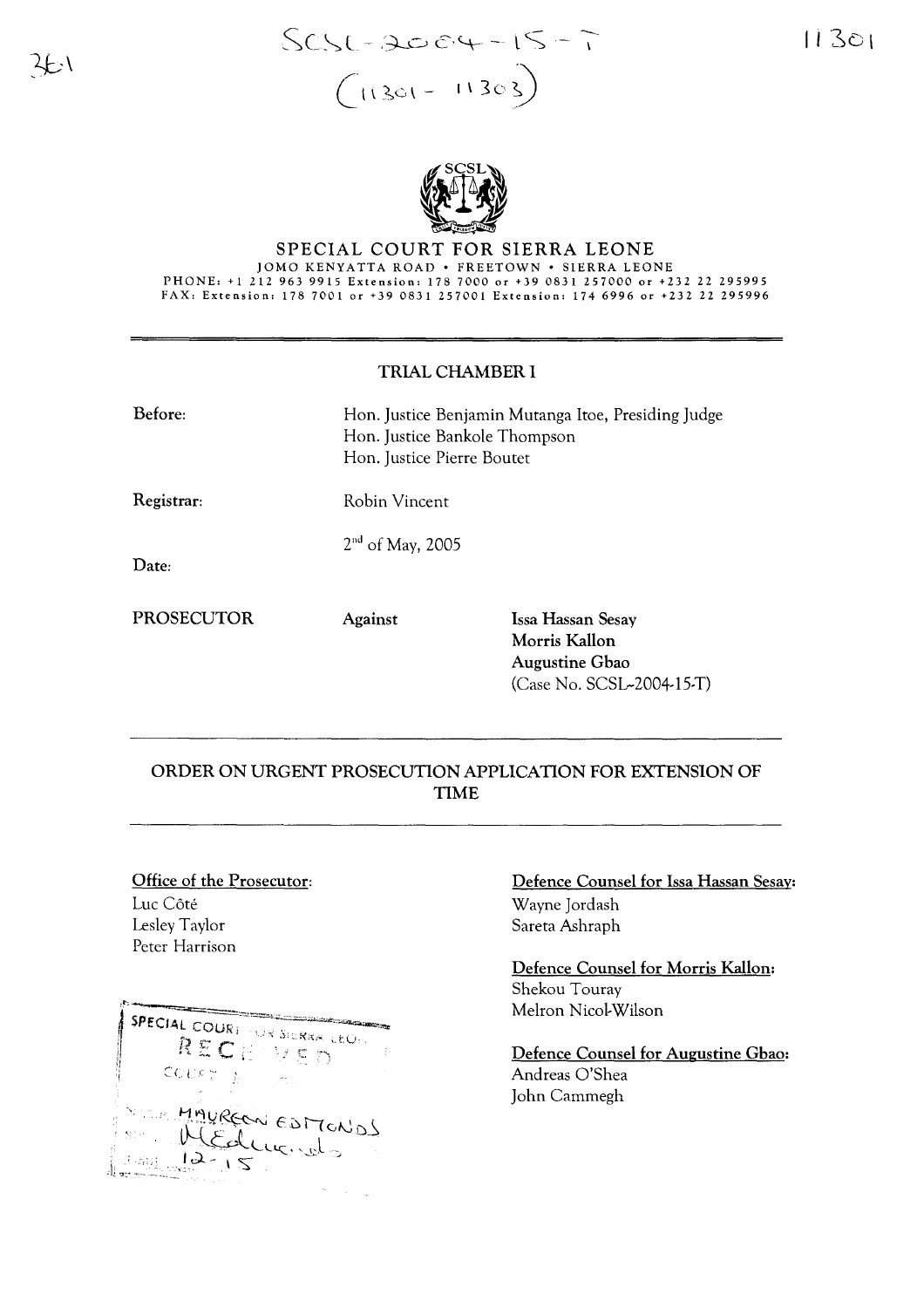SCSL-2004-15-T
(11301 - 11303)

# SPECIAL COURT FOR SIERRA LEONE

JOMO KENYATTA ROAD • FREETOWN • SIERRA LEONE
PHONE: +1 212 963 9915 Extension: 178 7000 or +39 0831 257000 or +232 22 295995
FAX: Extension: 178 7001 or +39 0831 257001 Extension: 174 6996 or +232 22 295996

## TRIAL CHAMBER I

**Before:** Hon. Justice Benjamin Mutanga Itoe, Presiding Judge
Hon. Justice Bankole Thompson
Hon. Justice Pierre Boutet

**Registrar:** Robin Vincent

**Date:** 2nd of May, 2005

**PROSECUTOR** **Against** **Issa Hassan Sesay**
**Morris Kallon**
**Augustine Gbao**
(Case No. SCSL-2004-15-T)

## ORDER ON URGENT PROSECUTION APPLICATION FOR EXTENSION OF TIME

**Office of the Prosecutor:**
Luc Côté
Lesley Taylor
Peter Harrison

**Defence Counsel for Issa Hassan Sesay:**
Wayne Jordash
Sareta Ashraph

**Defence Counsel for Morris Kallon:**
Shekou Touray
Melron Nicol-Wilson

**Defence Counsel for Augustine Gbao:**
Andreas O'Shea
John Cammegh

SPECIAL COURT FOR SIERRA LEONE
RECEIVED
COURT
MAUREEN EDMONDS
12-15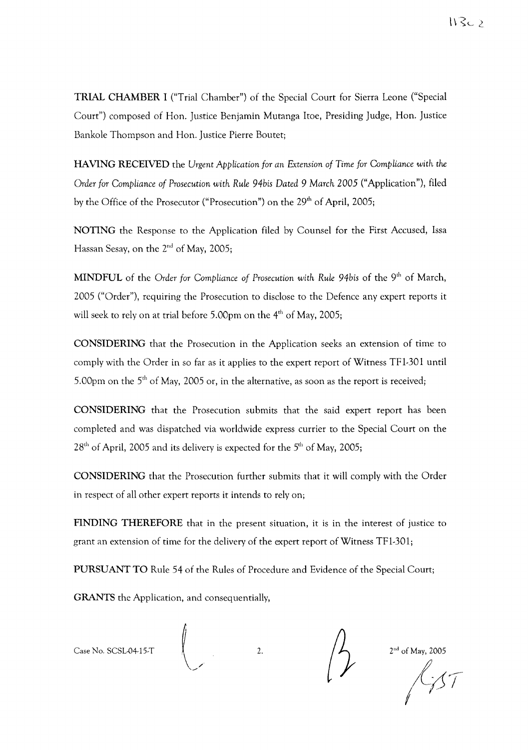**TRIAL CHAMBER I** ("Trial Chamber") of the Special Court for Sierra Leone ("Special Court") composed of Hon. Justice Benjamin Mutanga Itoe, Presiding Judge, Hon. Justice Bankole Thompson and Hon. Justice Pierre Boutet;

**HAVING RECEIVED** the *Urgent Application for an Extension of Time for Compliance with the Order for Compliance of Prosecution with Rule 94bis Dated 9 March 2005* ("Application"), filed by the Office of the Prosecutor ("Prosecution") on the 29th of April, 2005;

**NOTING** the Response to the Application filed by Counsel for the First Accused, Issa Hassan Sesay, on the 2nd of May, 2005;

**MINDFUL** of the *Order for Compliance of Prosecution with Rule 94bis* of the 9th of March, 2005 ("Order"), requiring the Prosecution to disclose to the Defence any expert reports it will seek to rely on at trial before 5.00pm on the 4th of May, 2005;

**CONSIDERING** that the Prosecution in the Application seeks an extension of time to comply with the Order in so far as it applies to the expert report of Witness TF1-301 until 5.00pm on the 5th of May, 2005 or, in the alternative, as soon as the report is received;

**CONSIDERING** that the Prosecution submits that the said expert report has been completed and was dispatched via worldwide express currier to the Special Court on the 28th of April, 2005 and its delivery is expected for the 5th of May, 2005;

**CONSIDERING** that the Prosecution further submits that it will comply with the Order in respect of all other expert reports it intends to rely on;

**FINDING THEREFORE** that in the present situation, it is in the interest of justice to grant an extension of time for the delivery of the expert report of Witness TF1-301;

**PURSUANT TO** Rule 54 of the Rules of Procedure and Evidence of the Special Court;

**GRANTS** the Application, and consequentially,

Case No. SCSL-04-15-T 2nd of May, 2005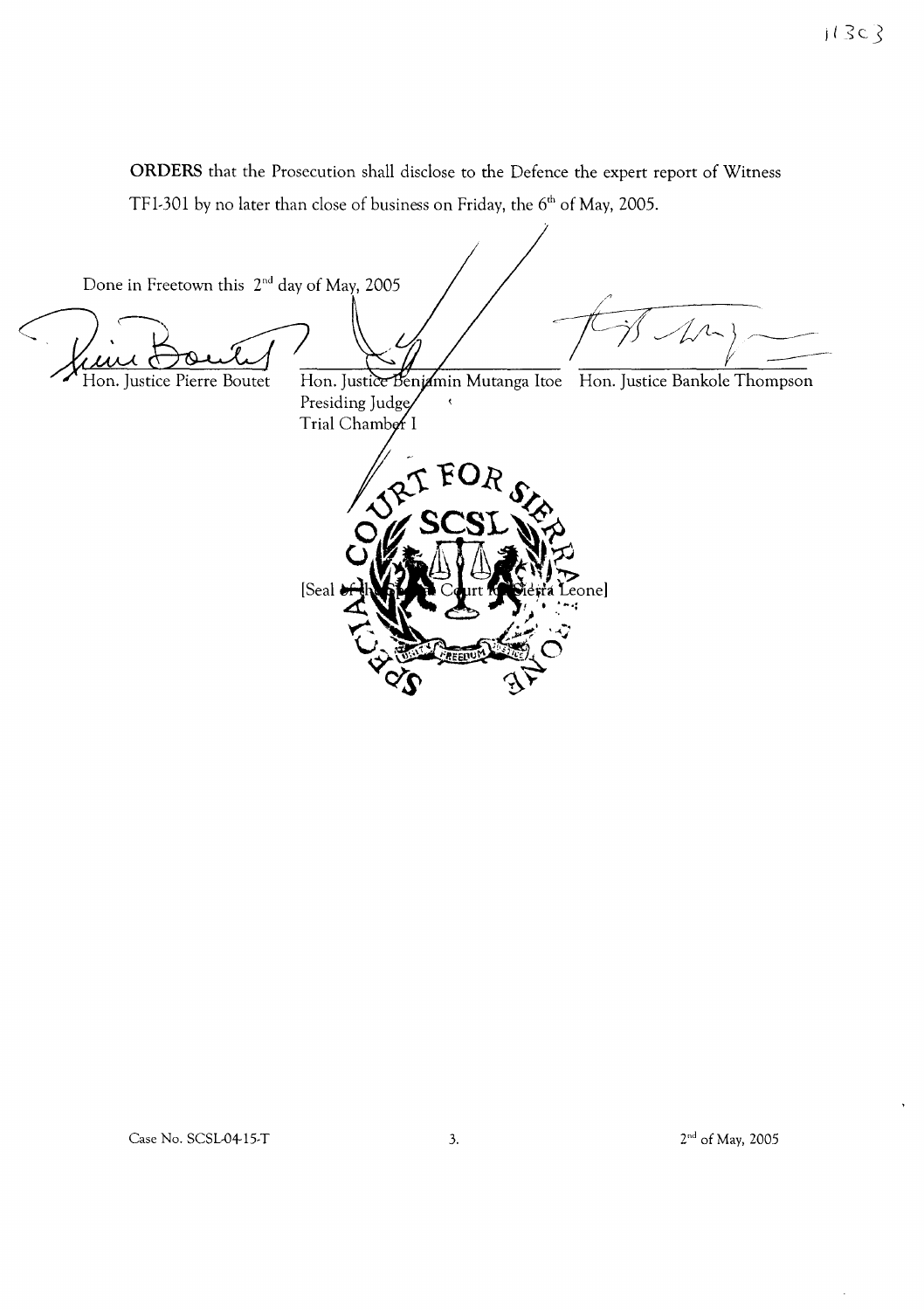**ORDERS** that the Prosecution shall disclose to the Defence the expert report of Witness TF1-301 by no later than close of business on Friday, the 6th of May, 2005.

Done in Freetown this 2nd day of May, 2005

| | | |
|---|---|---|
| Hon. Justice Pierre Boutet | Hon. Justice Benjamin Mutanga Itoe<br>Presiding Judge<br>Trial Chamber I | Hon. Justice Bankole Thompson |

[Seal of the Special Court for Sierra Leone]